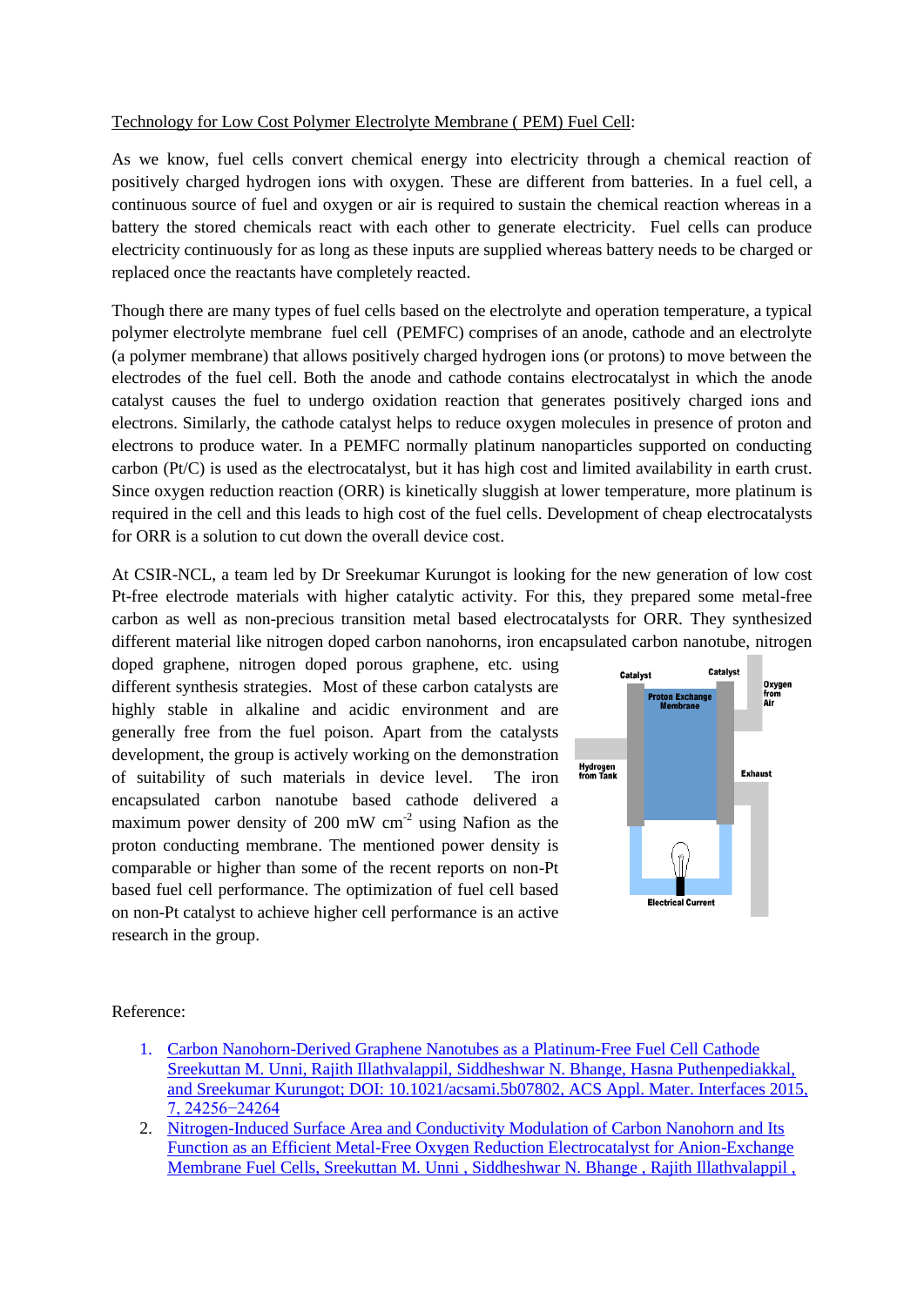Technology for Low Cost Polymer Electrolyte Membrane ( PEM) Fuel Cell:

As we know, fuel cells convert chemical energy into electricity through a chemical reaction of positively charged hydrogen ions with oxygen. These are different from batteries. In a fuel cell, a continuous source of fuel and oxygen or air is required to sustain the chemical reaction whereas in a battery the stored chemicals react with each other to generate electricity. Fuel cells can produce electricity continuously for as long as these inputs are supplied whereas battery needs to be charged or replaced once the reactants have completely reacted.

Though there are many types of fuel cells based on the electrolyte and operation temperature, a typical polymer electrolyte membrane fuel cell (PEMFC) comprises of an anode, cathode and an electrolyte (a polymer membrane) that allows positively charged hydrogen ions (or protons) to move between the electrodes of the fuel cell. Both the anode and cathode contains electrocatalyst in which the anode catalyst causes the fuel to undergo oxidation reaction that generates positively charged ions and electrons. Similarly, the cathode catalyst helps to reduce oxygen molecules in presence of proton and electrons to produce water. In a PEMFC normally platinum nanoparticles supported on conducting carbon (Pt/C) is used as the electrocatalyst, but it has high cost and limited availability in earth crust. Since oxygen reduction reaction (ORR) is kinetically sluggish at lower temperature, more platinum is required in the cell and this leads to high cost of the fuel cells. Development of cheap electrocatalysts for ORR is a solution to cut down the overall device cost.

At CSIR-NCL, a team led by Dr Sreekumar Kurungot is looking for the new generation of low cost Pt-free electrode materials with higher catalytic activity. For this, they prepared some metal-free carbon as well as non-precious transition metal based electrocatalysts for ORR. They synthesized different material like nitrogen doped carbon nanohorns, iron encapsulated carbon nanotube, nitrogen doped graphene, nitrogen doped porous graphene, etc. using different synthesis strategies. Most of these carbon catalysts are highly stable in alkaline and acidic environment and are generally free from the fuel poison. Apart from the catalysts development, the group is actively working on the demonstration of suitability of such materials in device level. The iron encapsulated carbon nanotube based cathode delivered a maximum power density of 200 mW $cm^{-2}$ using Nafion as the proton conducting membrane. The mentioned power density is comparable or higher than some of the recent reports on non-Pt based fuel cell performance. The optimization of fuel cell based on non-Pt catalyst to achieve higher cell performance is an active research in the group.

Catalyst | Catalyst | Proton Exchange Membrane | Oxygen from Air | Hydrogen from Tank | Exhaust | Electrical Current

Reference:

1. Carbon Nanohorn-Derived Graphene Nanotubes as a Platinum-Free Fuel Cell Cathode Sreekuttan M. Unni, Rajith Illathvalappil, Siddheshwar N. Bhange, Hasna Puthenpediakkal, and Sreekumar Kurungot; DOI: 10.1021/acsami.5b07802, ACS Appl. Mater. Interfaces 2015, 7, 24256−24264
2. Nitrogen-Induced Surface Area and Conductivity Modulation of Carbon Nanohorn and Its Function as an Efficient Metal-Free Oxygen Reduction Electrocatalyst for Anion-Exchange Membrane Fuel Cells, Sreekuttan M. Unni , Siddheshwar N. Bhange , Rajith Illathvalappil ,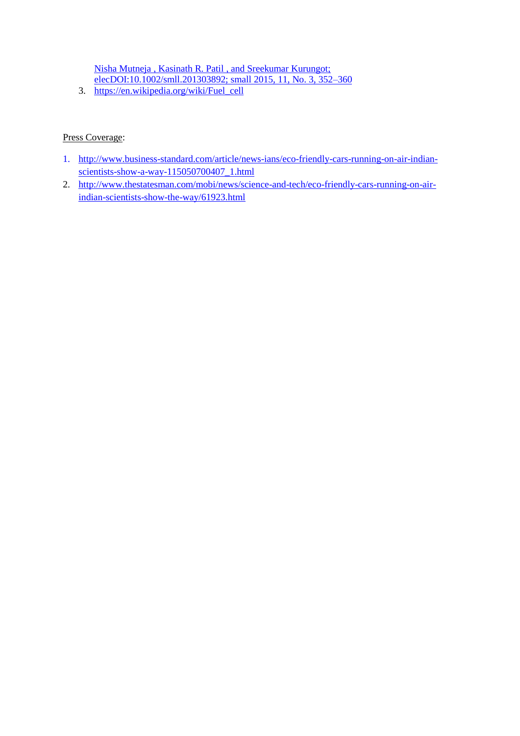Nisha Mutneja , Kasinath R. Patil , and Sreekumar Kurungot; elecDOI:10.1002/smll.201303892; small 2015, 11, No. 3, 352–360

3. https://en.wikipedia.org/wiki/Fuel_cell

Press Coverage:

1. http://www.business-standard.com/article/news-ians/eco-friendly-cars-running-on-air-indian-scientists-show-a-way-115050700407_1.html
2. http://www.thestatesman.com/mobi/news/science-and-tech/eco-friendly-cars-running-on-air-indian-scientists-show-the-way/61923.html